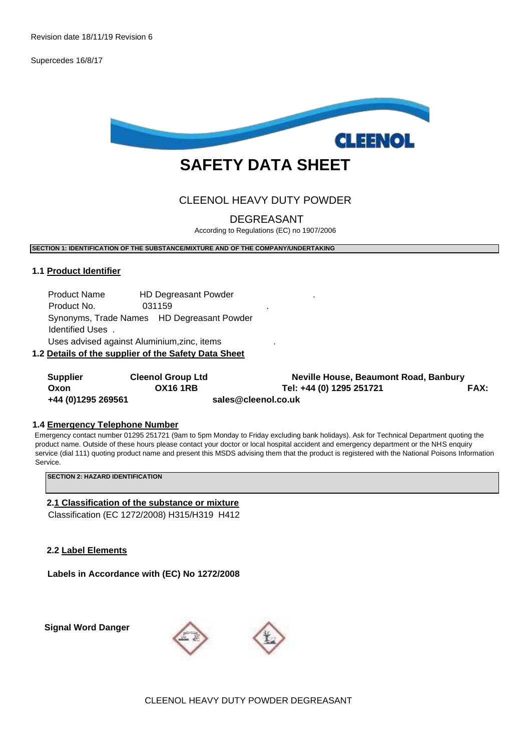Revision date 18/11/19 Revision 6

Supercedes 16/8/17

CLEENOL

# SAFETY DATA SHEET

## CLEENOL HEAVY DUTY POWDER DEGREASANT

According to Regulations (EC) no 1907/2006

**SECTION 1: IDENTIFICATION OF THE SUBSTANCE/MIXTURE AND OF THE COMPANY/UNDERTAKING**

### 1.1 Product Identifier

Product Name HD Degreasant Powder .

Product No. 031159 .

Synonyms, Trade Names HD Degreasant Powder

Identified Uses .

Uses advised against Aluminium,zinc, items .

### 1.2 Details of the supplier of the Safety Data Sheet

**Supplier Cleenol Group Ltd Neville House, Beaumont Road, Banbury Oxon OX16 1RB Tel: +44 (0) 1295 251721 FAX: +44 (0)1295 269561 sales@cleenol.co.uk**

### 1.4 Emergency Telephone Number

Emergency contact number 01295 251721 (9am to 5pm Monday to Friday excluding bank holidays). Ask for Technical Department quoting the product name. Outside of these hours please contact your doctor or local hospital accident and emergency department or the NHS enquiry service (dial 111) quoting product name and present this MSDS advising them that the product is registered with the National Poisons Information Service.

**SECTION 2: HAZARD IDENTIFICATION**

### 2.1 Classification of the substance or mixture

Classification (EC 1272/2008) H315/H319 H412

### 2.2 Label Elements

**Labels in Accordance with (EC) No 1272/2008**

**Signal Word Danger**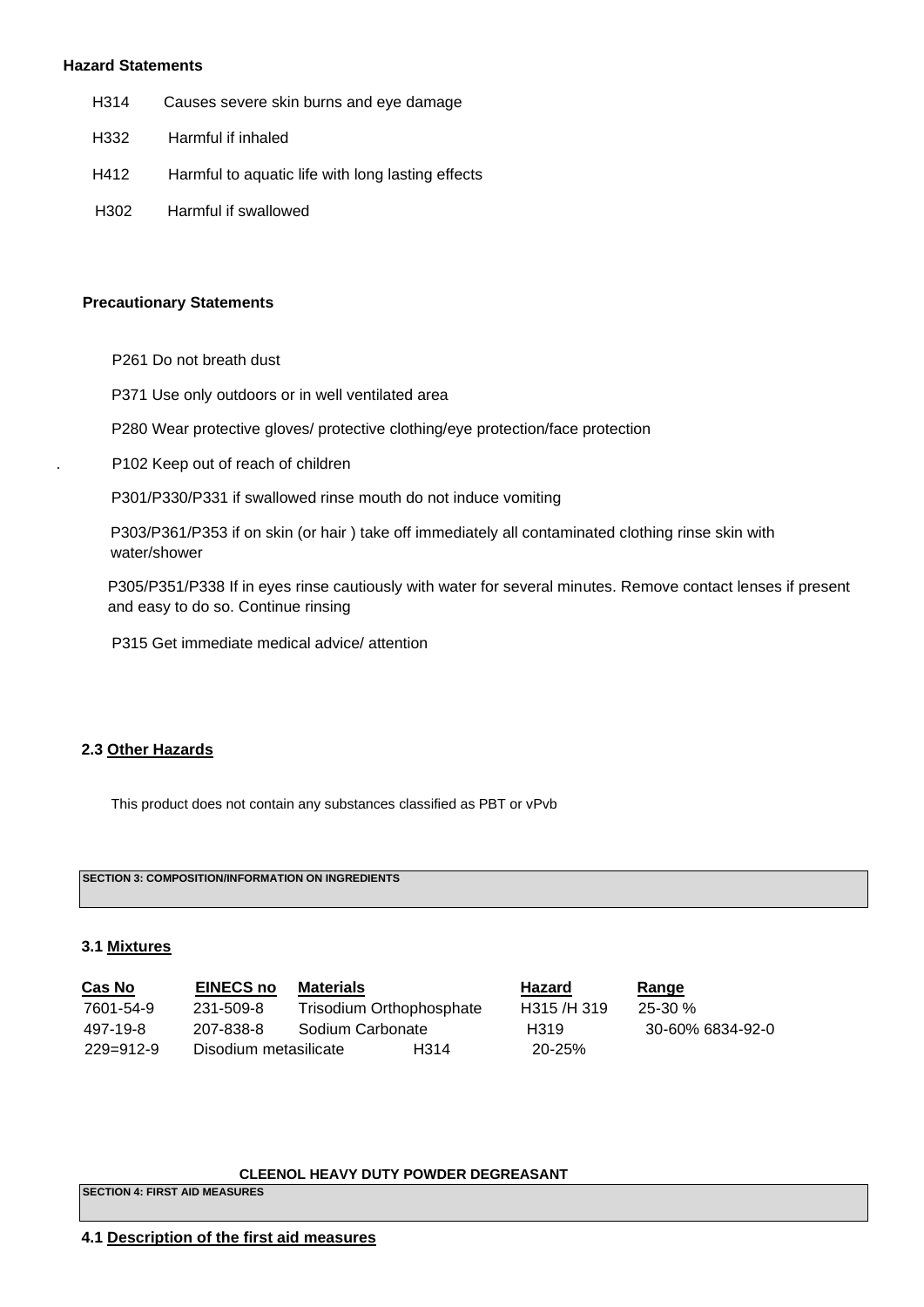**Hazard Statements**

| | |
|---|---|
| H314 | Causes severe skin burns and eye damage |
| H332 | Harmful if inhaled |
| H412 | Harmful to aquatic life with long lasting effects |
| H302 | Harmful if swallowed |

**Precautionary Statements**

P261 Do not breath dust

P371 Use only outdoors or in well ventilated area

P280 Wear protective gloves/ protective clothing/eye protection/face protection

. P102 Keep out of reach of children

P301/P330/P331 if swallowed rinse mouth do not induce vomiting

P303/P361/P353 if on skin (or hair ) take off immediately all contaminated clothing rinse skin with water/shower

P305/P351/P338 If in eyes rinse cautiously with water for several minutes. Remove contact lenses if present and easy to do so. Continue rinsing

P315 Get immediate medical advice/ attention

**2.3 Other Hazards**

This product does not contain any substances classified as PBT or vPvb

**SECTION 3: COMPOSITION/INFORMATION ON INGREDIENTS**

**3.1 Mixtures**

| Cas No | EINECS no | Materials | Hazard | Range |
|---|---|---|---|---|
| 7601-54-9 | 231-509-8 | Trisodium Orthophosphate | H315 /H 319 | 25-30 % |
| 497-19-8 | 207-838-8 | Sodium Carbonate | H319 | 30-60% 6834-92-0 |
| 229=912-9 | Disodium metasilicate | H314 | 20-25% | |

**CLEENOL HEAVY DUTY POWDER DEGREASANT**

**SECTION 4: FIRST AID MEASURES**

**4.1 Description of the first aid measures**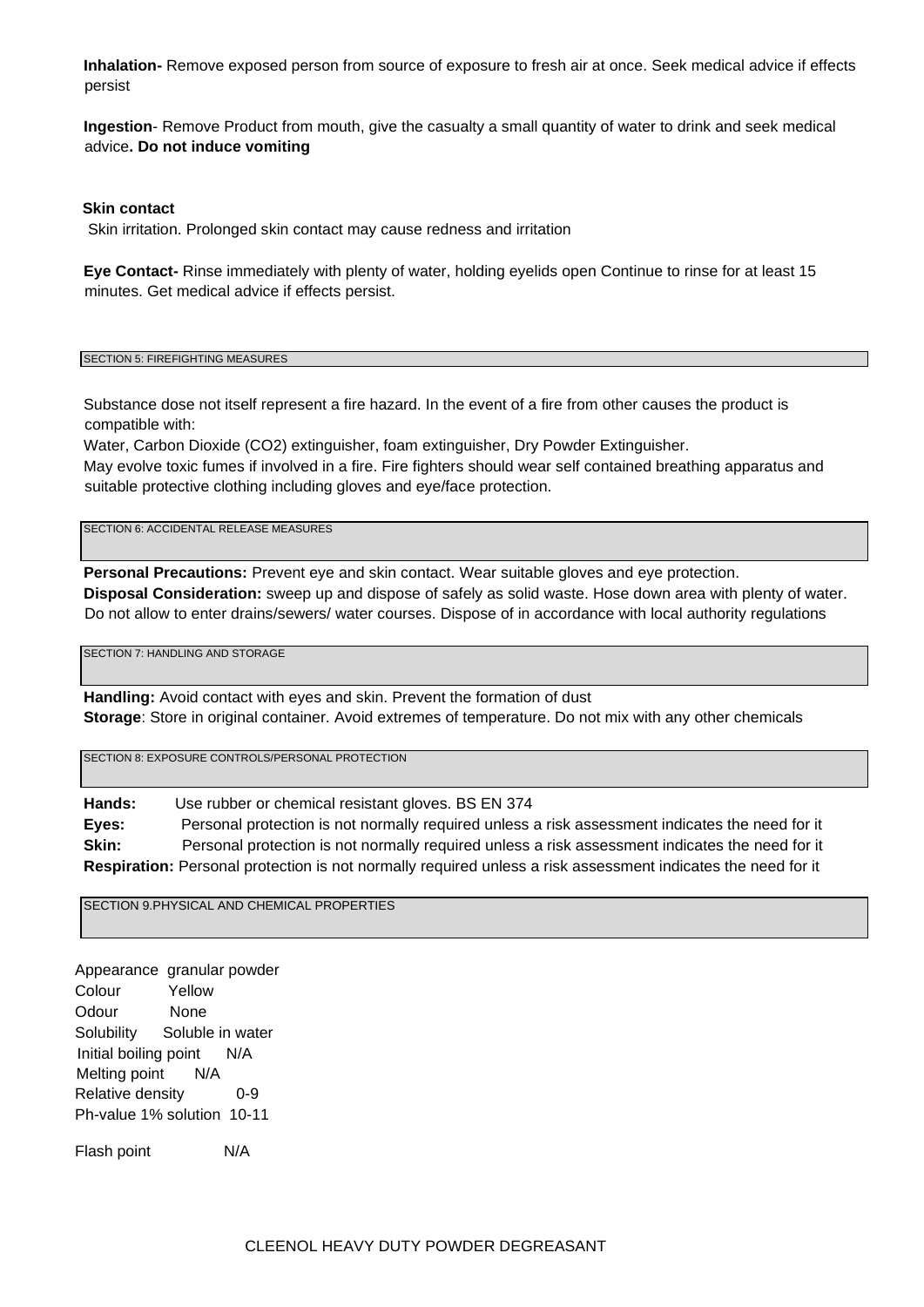**Inhalation-** Remove exposed person from source of exposure to fresh air at once. Seek medical advice if effects persist

**Ingestion**- Remove Product from mouth, give the casualty a small quantity of water to drink and seek medical advice**. Do not induce vomiting**

**Skin contact**

Skin irritation. Prolonged skin contact may cause redness and irritation

**Eye Contact-** Rinse immediately with plenty of water, holding eyelids open Continue to rinse for at least 15 minutes. Get medical advice if effects persist.

## SECTION 5: FIREFIGHTING MEASURES

Substance dose not itself represent a fire hazard. In the event of a fire from other causes the product is compatible with:

Water, Carbon Dioxide ($CO_2$) extinguisher, foam extinguisher, Dry Powder Extinguisher.

May evolve toxic fumes if involved in a fire. Fire fighters should wear self contained breathing apparatus and suitable protective clothing including gloves and eye/face protection.

## SECTION 6: ACCIDENTAL RELEASE MEASURES

**Personal Precautions:** Prevent eye and skin contact. Wear suitable gloves and eye protection.

**Disposal Consideration:** sweep up and dispose of safely as solid waste. Hose down area with plenty of water. Do not allow to enter drains/sewers/ water courses. Dispose of in accordance with local authority regulations

## SECTION 7: HANDLING AND STORAGE

**Handling:** Avoid contact with eyes and skin. Prevent the formation of dust

**Storage**: Store in original container. Avoid extremes of temperature. Do not mix with any other chemicals

## SECTION 8: EXPOSURE CONTROLS/PERSONAL PROTECTION

**Hands:** Use rubber or chemical resistant gloves. BS EN 374

**Eyes:** Personal protection is not normally required unless a risk assessment indicates the need for it

**Skin:** Personal protection is not normally required unless a risk assessment indicates the need for it

**Respiration:** Personal protection is not normally required unless a risk assessment indicates the need for it

## SECTION 9.PHYSICAL AND CHEMICAL PROPERTIES

| | |
|---|---|
| Appearance | granular powder |
| Colour | Yellow |
| Odour | None |
| Solubility | Soluble in water |
| Initial boiling point | N/A |
| Melting point | N/A |
| Relative density | 0-9 |
| Ph-value 1% solution | 10-11 |
| Flash point | N/A |

CLEENOL HEAVY DUTY POWDER DEGREASANT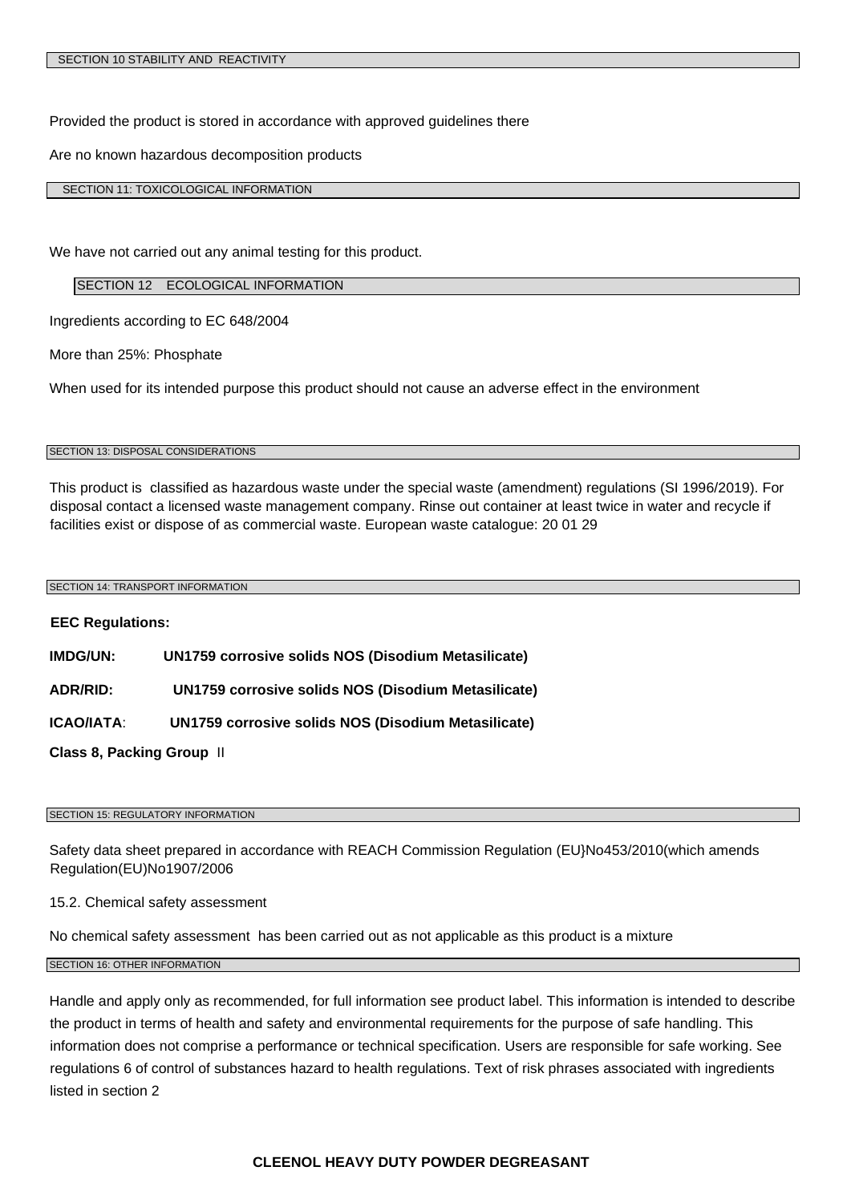## SECTION 10 STABILITY AND REACTIVITY

Provided the product is stored in accordance with approved guidelines there

Are no known hazardous decomposition products

## SECTION 11: TOXICOLOGICAL INFORMATION

We have not carried out any animal testing for this product.

## SECTION 12 ECOLOGICAL INFORMATION

Ingredients according to EC 648/2004

More than 25%: Phosphate

When used for its intended purpose this product should not cause an adverse effect in the environment

## SECTION 13: DISPOSAL CONSIDERATIONS

This product is classified as hazardous waste under the special waste (amendment) regulations (SI 1996/2019). For disposal contact a licensed waste management company. Rinse out container at least twice in water and recycle if facilities exist or dispose of as commercial waste. European waste catalogue: 20 01 29

## SECTION 14: TRANSPORT INFORMATION

**EEC Regulations:**

**IMDG/UN:** **UN1759 corrosive solids NOS (Disodium Metasilicate)**

**ADR/RID:** **UN1759 corrosive solids NOS (Disodium Metasilicate)**

**ICAO/IATA**: **UN1759 corrosive solids NOS (Disodium Metasilicate)**

**Class 8, Packing Group** II

## SECTION 15: REGULATORY INFORMATION

Safety data sheet prepared in accordance with REACH Commission Regulation (EU}No453/2010(which amends Regulation(EU)No1907/2006

15.2. Chemical safety assessment

No chemical safety assessment has been carried out as not applicable as this product is a mixture

## SECTION 16: OTHER INFORMATION

Handle and apply only as recommended, for full information see product label. This information is intended to describe the product in terms of health and safety and environmental requirements for the purpose of safe handling. This information does not comprise a performance or technical specification. Users are responsible for safe working. See regulations 6 of control of substances hazard to health regulations. Text of risk phrases associated with ingredients listed in section 2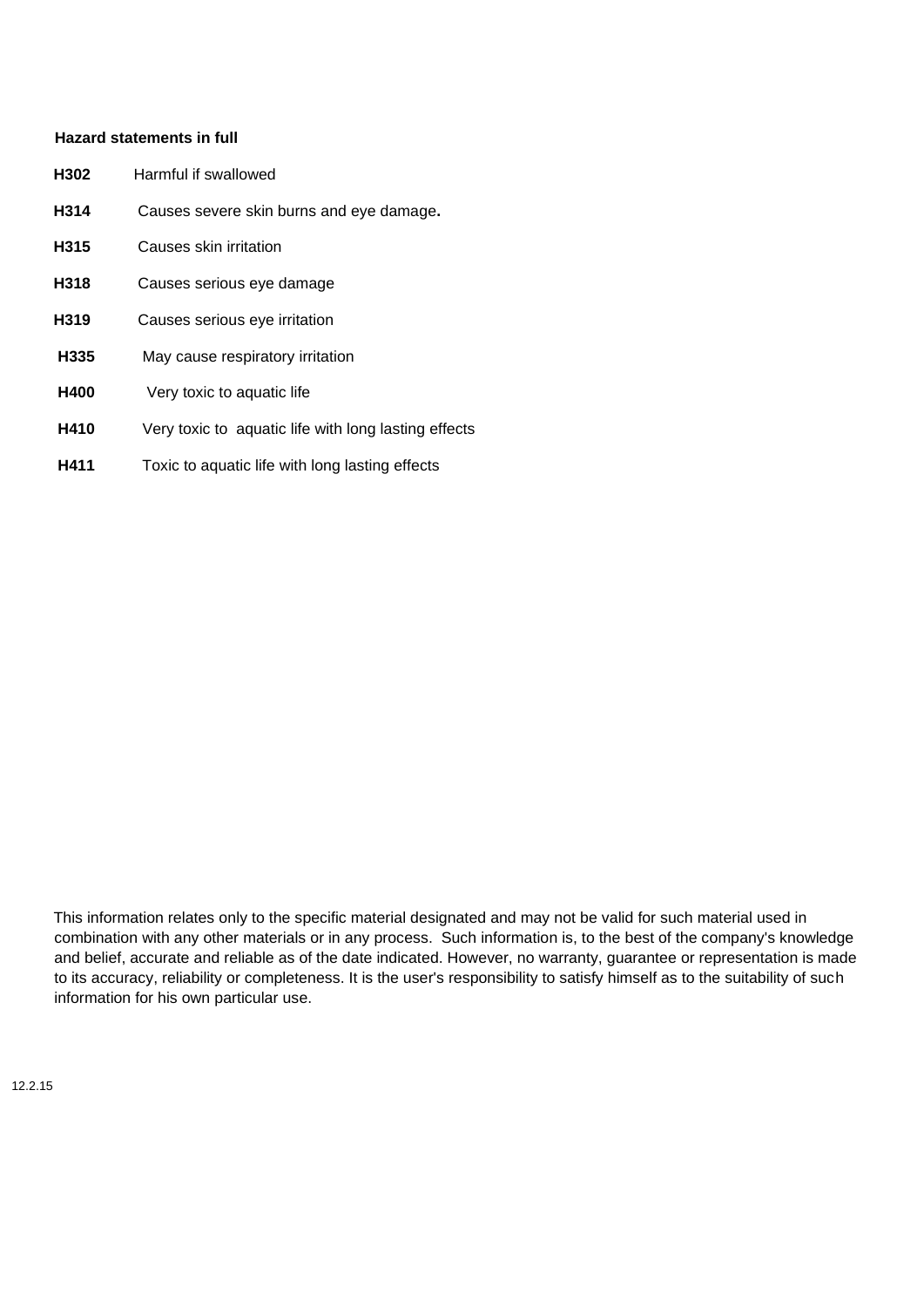**Hazard statements in full**

| | |
|---|---|
| **H302** | Harmful if swallowed |
| **H314** | Causes severe skin burns and eye damage**.** |
| **H315** | Causes skin irritation |
| **H318** | Causes serious eye damage |
| **H319** | Causes serious eye irritation |
| **H335** | May cause respiratory irritation |
| **H400** | Very toxic to aquatic life |
| **H410** | Very toxic to aquatic life with long lasting effects |
| **H411** | Toxic to aquatic life with long lasting effects |

This information relates only to the specific material designated and may not be valid for such material used in combination with any other materials or in any process. Such information is, to the best of the company's knowledge and belief, accurate and reliable as of the date indicated. However, no warranty, guarantee or representation is made to its accuracy, reliability or completeness. It is the user's responsibility to satisfy himself as to the suitability of such information for his own particular use.

12.2.15